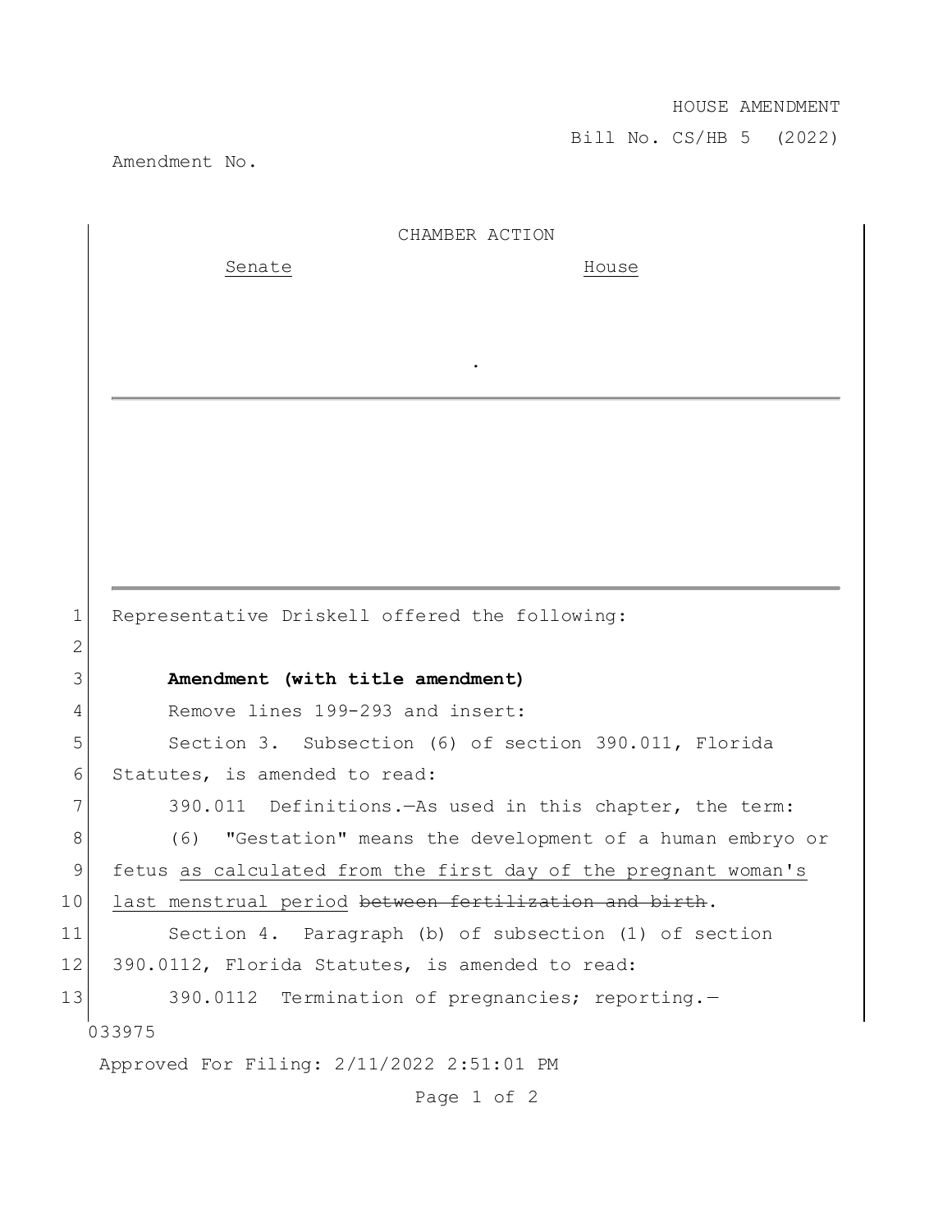HOUSE AMENDMENT

Bill No. CS/HB 5 (2022)

Amendment No.

CHAMBER ACTION

| Senate | House |
|---|---|
| | |

.

1 Representative Driskell offered the following:

2

3 **Amendment (with title amendment)**

4 Remove lines 199-293 and insert:

5 Section 3. Subsection (6) of section 390.011, Florida

6 Statutes, is amended to read:

7 390.011 Definitions.—As used in this chapter, the term:

8 (6) "Gestation" means the development of a human embryo or

9 fetus <u>as calculated from the first day of the pregnant woman's</u>

10 <u>last menstrual period</u> ~~between fertilization and birth~~.

11 Section 4. Paragraph (b) of subsection (1) of section

12 390.0112, Florida Statutes, is amended to read:

13 390.0112 Termination of pregnancies; reporting.—

033975

Approved For Filing: 2/11/2022 2:51:01 PM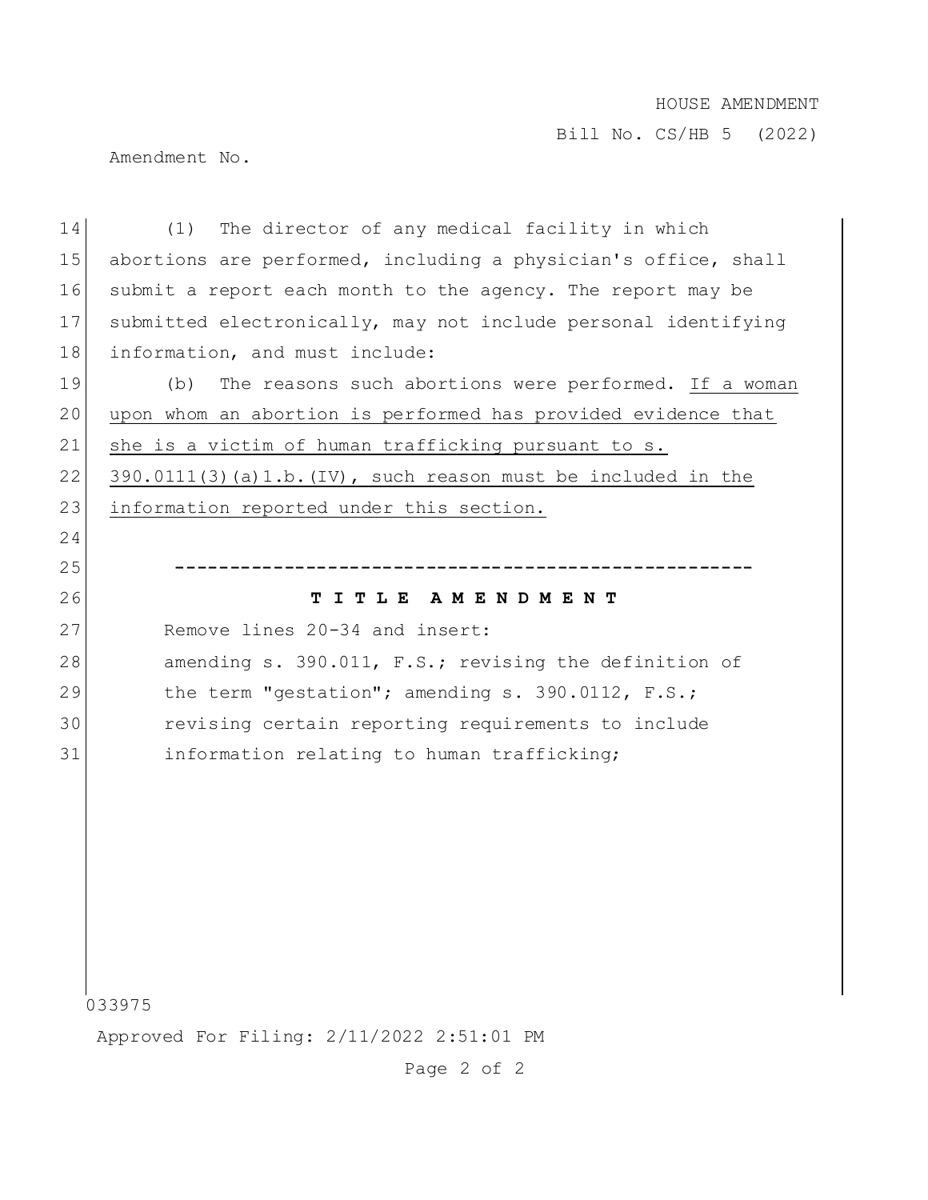(1) The director of any medical facility in which abortions are performed, including a physician's office, shall submit a report each month to the agency. The report may be submitted electronically, may not include personal identifying information, and must include:

(b) The reasons such abortions were performed. <u>If a woman upon whom an abortion is performed has provided evidence that she is a victim of human trafficking pursuant to s. 390.0111(3)(a)1.b.(IV), such reason must be included in the information reported under this section.</u>

-----------------------------------------------------

**T I T L E   A M E N D M E N T**

Remove lines 20-34 and insert:

amending s. 390.011, F.S.; revising the definition of the term "gestation"; amending s. 390.0112, F.S.; revising certain reporting requirements to include information relating to human trafficking;

033975

Approved For Filing: 2/11/2022 2:51:01 PM